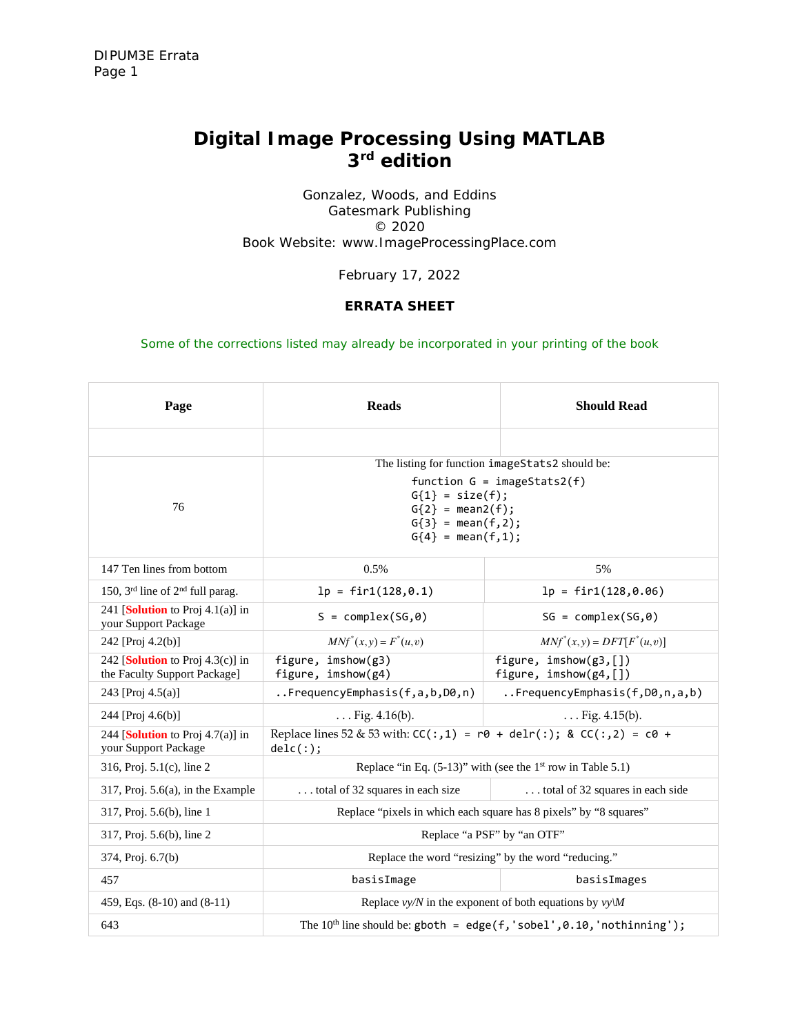# Digital Image Processing Using MATLAB
## 3rd edition

Gonzalez, Woods, and Eddins
Gatesmark Publishing
© 2020
Book Website: www.ImageProcessingPlace.com

February 17, 2022

### ERRATA SHEET

Some of the corrections listed may already be incorporated in your printing of the book

| Page | Reads | Should Read |
|---|---|---|
| | | |
| 76 | The listing for function `imageStats2` should be: `function G = imageStats2(f)` `G{1} = size(f);` `G{2} = mean2(f);` `G{3} = mean(f,2);` `G{4} = mean(f,1);` | |
| 147 Ten lines from bottom | 0.5% | 5% |
| 150, 3rd line of 2nd full parag. | `lp = fir1(128,0.1)` | `lp = fir1(128,0.06)` |
| 241 [**Solution** to Proj 4.1(a)] in your Support Package | `S = complex(SG,0)` | `SG = complex(SG,0)` |
| 242 [Proj 4.2(b)] | $MNf^{*}(x,y) = F^{*}(u,v)$ | $MNf^{*}(x,y) = DFT[F^{*}(u,v)]$ |
| 242 [**Solution** to Proj 4.3(c)] in the Faculty Support Package] | `figure, imshow(g3)` `figure, imshow(g4)` | `figure, imshow(g3,[])` `figure, imshow(g4,[])` |
| 243 [Proj 4.5(a)] | `..FrequencyEmphasis(f,a,b,D0,n)` | `..FrequencyEmphasis(f,D0,n,a,b)` |
| 244 [Proj 4.6(b)] | . . . Fig. 4.16(b). | . . . Fig. 4.15(b). |
| 244 [**Solution** to Proj 4.7(a)] in your Support Package | Replace lines 52 & 53 with: `CC(:,1) = r0 + delr(:);` & `CC(:,2) = c0 + delc(:);` | |
| 316, Proj. 5.1(c), line 2 | Replace "in Eq. (5-13)" with (see the 1st row in Table 5.1) | |
| 317, Proj. 5.6(a), in the Example | . . . total of 32 squares in each size | . . . total of 32 squares in each side |
| 317, Proj. 5.6(b), line 1 | Replace "pixels in which each square has 8 pixels" by "8 squares" | |
| 317, Proj. 5.6(b), line 2 | Replace "a PSF" by "an OTF" | |
| 374, Proj. 6.7(b) | Replace the word "resizing" by the word "reducing." | |
| 457 | `basisImage` | `basisImages` |
| 459, Eqs. (8-10) and (8-11) | Replace *vy/N* in the exponent of both equations by *vy\M* | |
| 643 | The 10th line should be: `gboth = edge(f,'sobel',0.10,'nothinning');` | |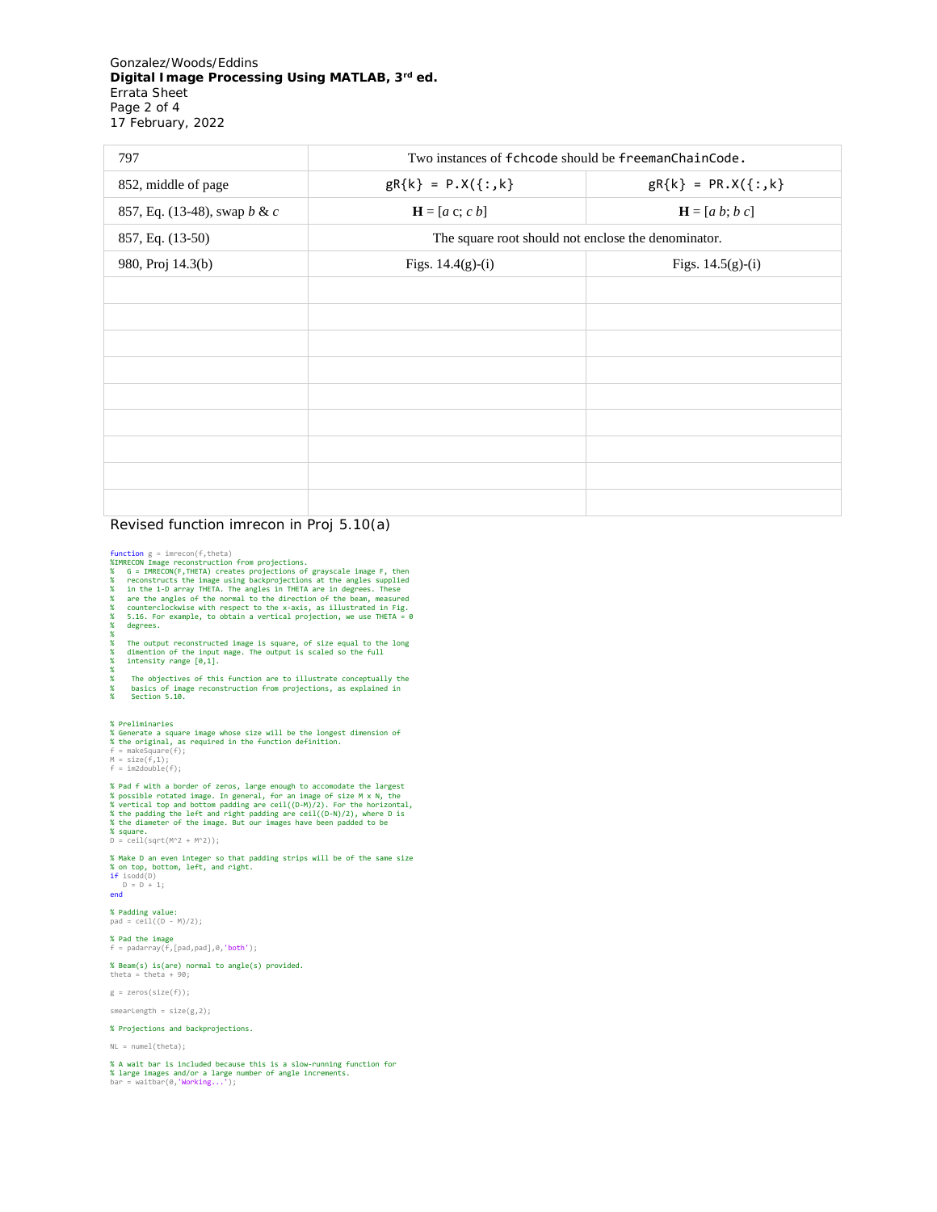| 797 | Two instances of `fchcode` should be `freemanChainCode.` | |
|---|---|---|
| 852, middle of page | `gR{k} = P.X({:,k}` | `gR{k} = PR.X({:,k}` |
| 857, Eq. (13-48), swap *b* & *c* | **H** = [*a* c; *c b*] | **H** = [*a b*; *b c*] |
| 857, Eq. (13-50) | The square root should not enclose the denominator. | |
| 980, Proj 14.3(b) | Figs. 14.4(g)-(i) | Figs. 14.5(g)-(i) |
| | | |
| | | |
| | | |
| | | |
| | | |
| | | |
| | | |
| | | |
| | | |

Revised function imrecon in Proj 5.10(a)

```
function g = imrecon(f,theta)
%IMRECON Image reconstruction from projections.
%   G = IMRECON(F,THETA) creates projections of grayscale image F, then
%   reconstructs the image using backprojections at the angles supplied
%   in the 1-D array THETA. The angles in THETA are in degrees. These
%   are the angles of the normal to the direction of the beam, measured
%   counterclockwise with respect to the x-axis, as illustrated in Fig.
%   5.16. For example, to obtain a vertical projection, we use THETA = 0
%   degrees.
%
%   The output reconstructed image is square, of size equal to the long
%   dimention of the input mage. The output is scaled so the full
%   intensity range [0,1].
%
%    The objectives of this function are to illustrate conceptually the
%    basics of image reconstruction from projections, as explained in
%    Section 5.10.


% Preliminaries
% Generate a square image whose size will be the longest dimension of
% the original, as required in the function definition.
f = makeSquare(f);
M = size(f,1);
f = im2double(f);

% Pad f with a border of zeros, large enough to accomodate the largest
% possible rotated image. In general, for an image of size M x N, the
% vertical top and bottom padding are ceil((D-M)/2). For the horizontal,
% the padding the left and right padding are ceil((D-N)/2), where D is
% the diameter of the image. But our images have been padded to be
% square.
D = ceil(sqrt(M^2 + M^2));

% Make D an even integer so that padding strips will be of the same size
% on top, bottom, left, and right.
if isodd(D)
   D = D + 1;
end

% Padding value:
pad = ceil((D - M)/2);

% Pad the image
f = padarray(f,[pad,pad],0,'both');

% Beam(s) is(are) normal to angle(s) provided.
theta = theta + 90;

g = zeros(size(f));

smearLength = size(g,2);

% Projections and backprojections.

NL = numel(theta);

% A wait bar is included because this is a slow-running function for
% large images and/or a large number of angle increments.
bar = waitbar(0,'Working...');
```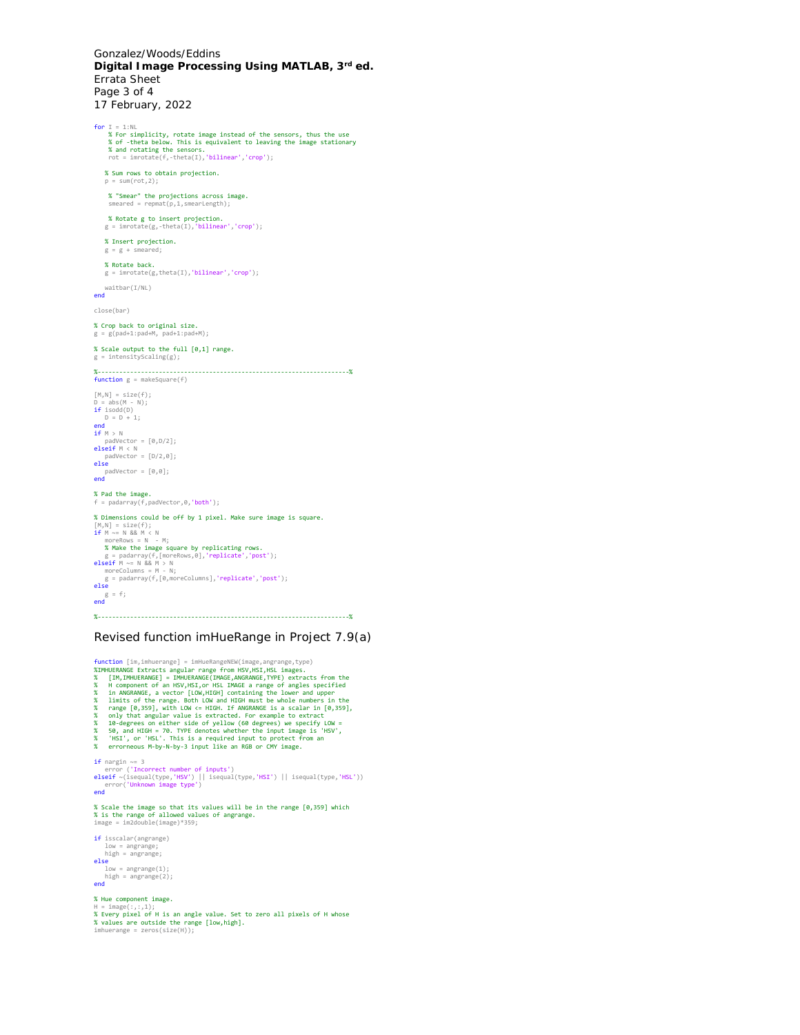```
for I = 1:NL
    % For simplicity, rotate image instead of the sensors, thus the use
    % of -theta below. This is equivalent to leaving the image stationary
    % and rotating the sensors.
    rot = imrotate(f,-theta(I),'bilinear','crop');

   % Sum rows to obtain projection.
   p = sum(rot,2);

    % "Smear" the projections across image.
    smeared = repmat(p,1,smearLength);

    % Rotate g to insert projection.
   g = imrotate(g,-theta(I),'bilinear','crop');

   % Insert projection.
   g = g + smeared;

   % Rotate back.
   g = imrotate(g,theta(I),'bilinear','crop');

   waitbar(I/NL)
end

close(bar)

% Crop back to original size.
g = g(pad+1:pad+M, pad+1:pad+M);

% Scale output to the full [0,1] range.
g = intensityScaling(g);

%-------------------------------------------------------------------%
function g = makeSquare(f)

[M,N] = size(f);
D = abs(M - N);
if isodd(D)
   D = D + 1;
end
if M > N
   padVector = [0,D/2];
elseif M < N
   padVector = [D/2,0];
else
   padVector = [0,0];
end

% Pad the image.
f = padarray(f,padVector,0,'both');

% Dimensions could be off by 1 pixel. Make sure image is square.
[M,N] = size(f);
if M ~= N && M < N
   moreRows = N  - M;
   % Make the image square by replicating rows.
   g = padarray(f,[moreRows,0],'replicate','post');
elseif M ~= N && M > N
   moreColumns = M - N;
   g = padarray(f,[0,moreColumns],'replicate','post');
else
   g = f;
end

%-------------------------------------------------------------------%
```

## Revised function imHueRange in Project 7.9(a)

```
function [im,imhuerange] = imHueRangeNEW(image,angrange,type)
%IMHUERANGE Extracts angular range from HSV,HSI,HSL images.
%   [IM,IMHUERANGE] = IMHUERANGE(IMAGE,ANGRANGE,TYPE) extracts from the
%   H component of an HSV,HSI,or HSL IMAGE a range of angles specified
%   in ANGRANGE, a vector [LOW,HIGH] containing the lower and upper
%   limits of the range. Both LOW and HIGH must be whole numbers in the
%   range [0,359], with LOW <= HIGH. If ANGRANGE is a scalar in [0,359],
%   only that angular value is extracted. For example to extract
%   10-degrees on either side of yellow (60 degrees) we specify LOW =
%   50, and HIGH = 70. TYPE denotes whether the input image is 'HSV',
%   'HSI', or 'HSL'. This is a required input to protect from an
%   errorneous M-by-N-by-3 input like an RGB or CMY image.

if nargin ~= 3
   error ('Incorrect number of inputs')
elseif ~(isequal(type,'HSV') || isequal(type,'HSI') || isequal(type,'HSL'))
   error('Unknown image type')
end

% Scale the image so that its values will be in the range [0,359] which
% is the range of allowed values of angrange.
image = im2double(image)*359;

if isscalar(angrange)
   low = angrange;
   high = angrange;
else
   low = angrange(1);
   high = angrange(2);
end

% Hue component image.
H = image(:,:,1);
% Every pixel of H is an angle value. Set to zero all pixels of H whose
% values are outside the range [low,high].
imhuerange = zeros(size(H));
```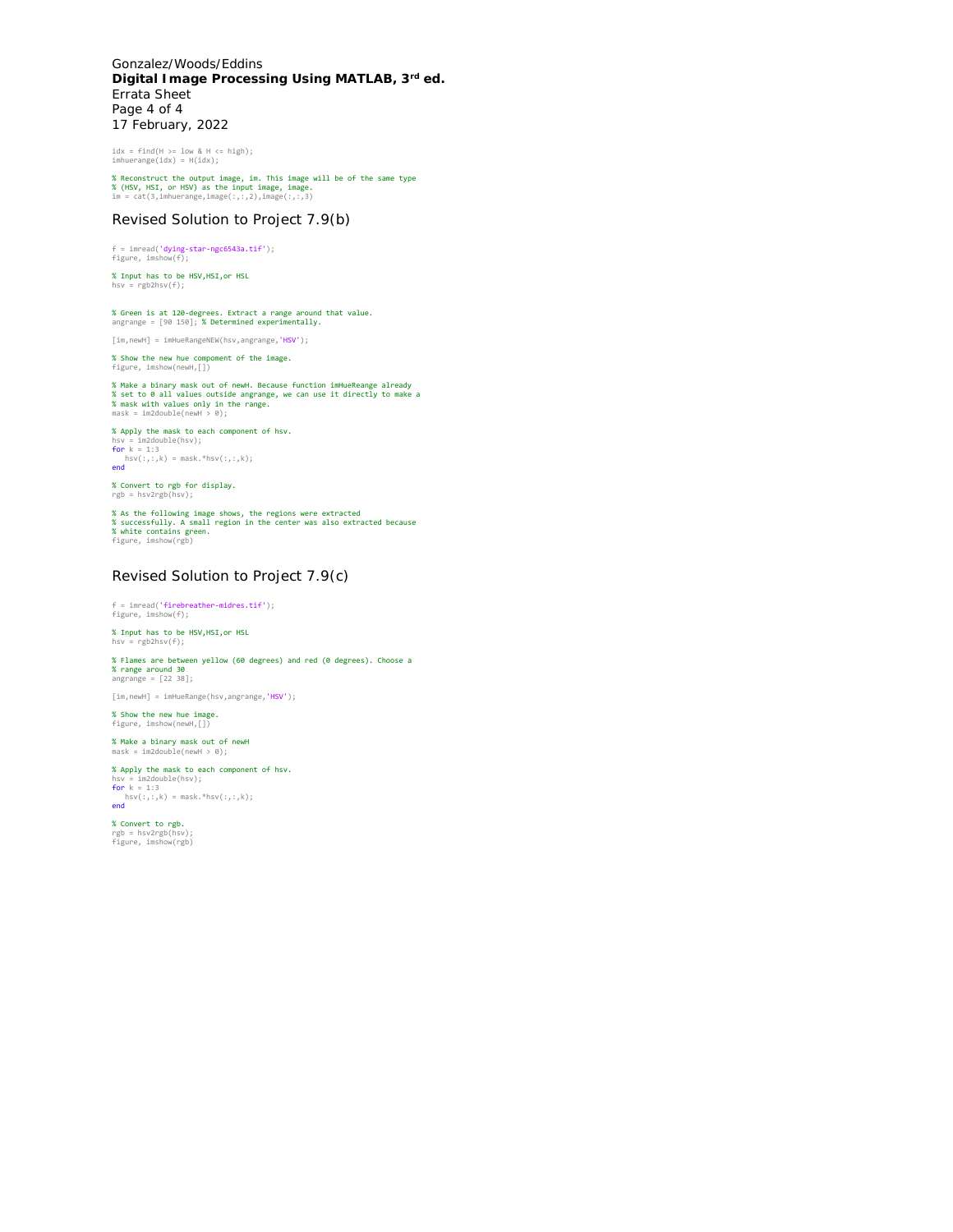```
idx = find(H >= low & H <= high);
imhuerange(idx) = H(idx);

% Reconstruct the output image, im. This image will be of the same type
% (HSV, HSI, or HSV) as the input image, image.
im = cat(3,imhuerange,image(:,:,2),image(:,:,3)
```

## Revised Solution to Project 7.9(b)

```
f = imread('dying-star-ngc6543a.tif');
figure, imshow(f);

% Input has to be HSV,HSI,or HSL
hsv = rgb2hsv(f);


% Green is at 120-degrees. Extract a range around that value.
angrange = [90 150]; % Determined experimentally.

[im,newH] = imHueRangeNEW(hsv,angrange,'HSV');

% Show the new hue compoment of the image.
figure, imshow(newH,[])

% Make a binary mask out of newH. Because function imHueReange already
% set to 0 all values outside angrange, we can use it directly to make a
% mask with values only in the range.
mask = im2double(newH > 0);

% Apply the mask to each component of hsv.
hsv = im2double(hsv);
for k = 1:3
   hsv(:,:,k) = mask.*hsv(:,:,k);
end

% Convert to rgb for display.
rgb = hsv2rgb(hsv);

% As the following image shows, the regions were extracted
% successfully. A small region in the center was also extracted because
% white contains green.
figure, imshow(rgb)
```

## Revised Solution to Project 7.9(c)

```
f = imread('firebreather-midres.tif');
figure, imshow(f);

% Input has to be HSV,HSI,or HSL
hsv = rgb2hsv(f);

% Flames are between yellow (60 degrees) and red (0 degrees). Choose a
% range around 30
angrange = [22 38];

[im,newH] = imHueRange(hsv,angrange,'HSV');

% Show the new hue image.
figure, imshow(newH,[])

% Make a binary mask out of newH
mask = im2double(newH > 0);

% Apply the mask to each component of hsv.
hsv = im2double(hsv);
for k = 1:3
   hsv(:,:,k) = mask.*hsv(:,:,k);
end

% Convert to rgb.
rgb = hsv2rgb(hsv);
figure, imshow(rgb)
```